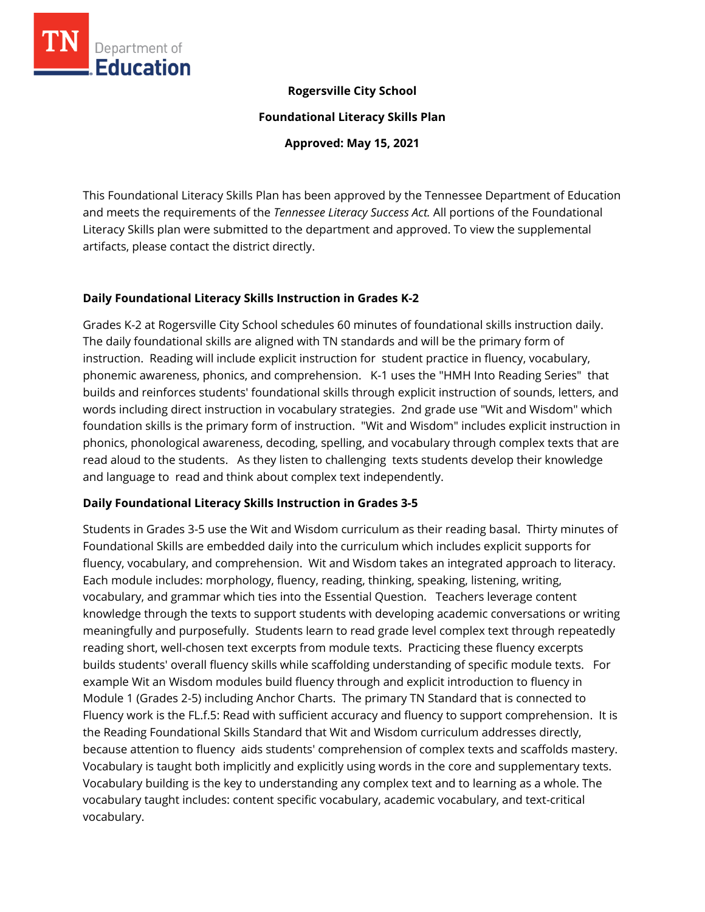**Rogersville City School**

**Foundational Literacy Skills Plan**

**Approved: May 15, 2021**

This Foundational Literacy Skills Plan has been approved by the Tennessee Department of Education and meets the requirements of the *Tennessee Literacy Success Act.* All portions of the Foundational Literacy Skills plan were submitted to the department and approved. To view the supplemental artifacts, please contact the district directly.

## Daily Foundational Literacy Skills Instruction in Grades K-2

Grades K-2 at Rogersville City School schedules 60 minutes of foundational skills instruction daily. The daily foundational skills are aligned with TN standards and will be the primary form of instruction. Reading will include explicit instruction for student practice in fluency, vocabulary, phonemic awareness, phonics, and comprehension. K-1 uses the "HMH Into Reading Series" that builds and reinforces students' foundational skills through explicit instruction of sounds, letters, and words including direct instruction in vocabulary strategies. 2nd grade use "Wit and Wisdom" which foundation skills is the primary form of instruction. "Wit and Wisdom" includes explicit instruction in phonics, phonological awareness, decoding, spelling, and vocabulary through complex texts that are read aloud to the students. As they listen to challenging texts students develop their knowledge and language to read and think about complex text independently.

## Daily Foundational Literacy Skills Instruction in Grades 3-5

Students in Grades 3-5 use the Wit and Wisdom curriculum as their reading basal. Thirty minutes of Foundational Skills are embedded daily into the curriculum which includes explicit supports for fluency, vocabulary, and comprehension. Wit and Wisdom takes an integrated approach to literacy. Each module includes: morphology, fluency, reading, thinking, speaking, listening, writing, vocabulary, and grammar which ties into the Essential Question. Teachers leverage content knowledge through the texts to support students with developing academic conversations or writing meaningfully and purposefully. Students learn to read grade level complex text through repeatedly reading short, well-chosen text excerpts from module texts. Practicing these fluency excerpts builds students' overall fluency skills while scaffolding understanding of specific module texts. For example Wit an Wisdom modules build fluency through and explicit introduction to fluency in Module 1 (Grades 2-5) including Anchor Charts. The primary TN Standard that is connected to Fluency work is the FL.f.5: Read with sufficient accuracy and fluency to support comprehension. It is the Reading Foundational Skills Standard that Wit and Wisdom curriculum addresses directly, because attention to fluency aids students' comprehension of complex texts and scaffolds mastery. Vocabulary is taught both implicitly and explicitly using words in the core and supplementary texts. Vocabulary building is the key to understanding any complex text and to learning as a whole. The vocabulary taught includes: content specific vocabulary, academic vocabulary, and text-critical vocabulary.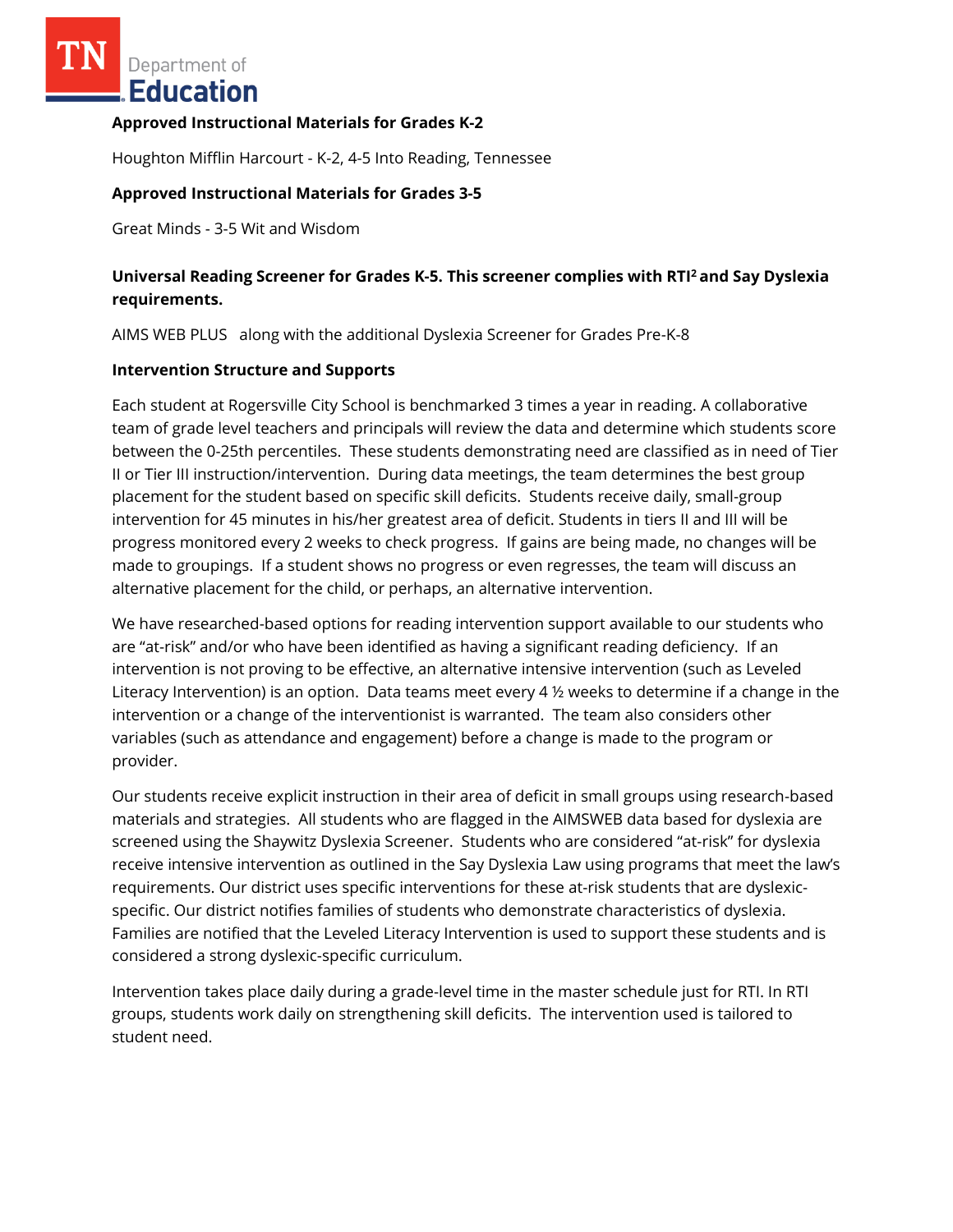**Approved Instructional Materials for Grades K-2**

Houghton Mifflin Harcourt - K-2, 4-5 Into Reading, Tennessee

**Approved Instructional Materials for Grades 3-5**

Great Minds - 3-5 Wit and Wisdom

**Universal Reading Screener for Grades K-5. This screener complies with RTI[2] and Say Dyslexia requirements.**

AIMS WEB PLUS along with the additional Dyslexia Screener for Grades Pre-K-8

**Intervention Structure and Supports**

Each student at Rogersville City School is benchmarked 3 times a year in reading. A collaborative team of grade level teachers and principals will review the data and determine which students score between the 0-25th percentiles. These students demonstrating need are classified as in need of Tier II or Tier III instruction/intervention. During data meetings, the team determines the best group placement for the student based on specific skill deficits. Students receive daily, small-group intervention for 45 minutes in his/her greatest area of deficit. Students in tiers II and III will be progress monitored every 2 weeks to check progress. If gains are being made, no changes will be made to groupings. If a student shows no progress or even regresses, the team will discuss an alternative placement for the child, or perhaps, an alternative intervention.

We have researched-based options for reading intervention support available to our students who are "at-risk" and/or who have been identified as having a significant reading deficiency. If an intervention is not proving to be effective, an alternative intensive intervention (such as Leveled Literacy Intervention) is an option. Data teams meet every 4 ½ weeks to determine if a change in the intervention or a change of the interventionist is warranted. The team also considers other variables (such as attendance and engagement) before a change is made to the program or provider.

Our students receive explicit instruction in their area of deficit in small groups using research-based materials and strategies. All students who are flagged in the AIMSWEB data based for dyslexia are screened using the Shaywitz Dyslexia Screener. Students who are considered "at-risk" for dyslexia receive intensive intervention as outlined in the Say Dyslexia Law using programs that meet the law's requirements. Our district uses specific interventions for these at-risk students that are dyslexic-specific. Our district notifies families of students who demonstrate characteristics of dyslexia. Families are notified that the Leveled Literacy Intervention is used to support these students and is considered a strong dyslexic-specific curriculum.

Intervention takes place daily during a grade-level time in the master schedule just for RTI. In RTI groups, students work daily on strengthening skill deficits. The intervention used is tailored to student need.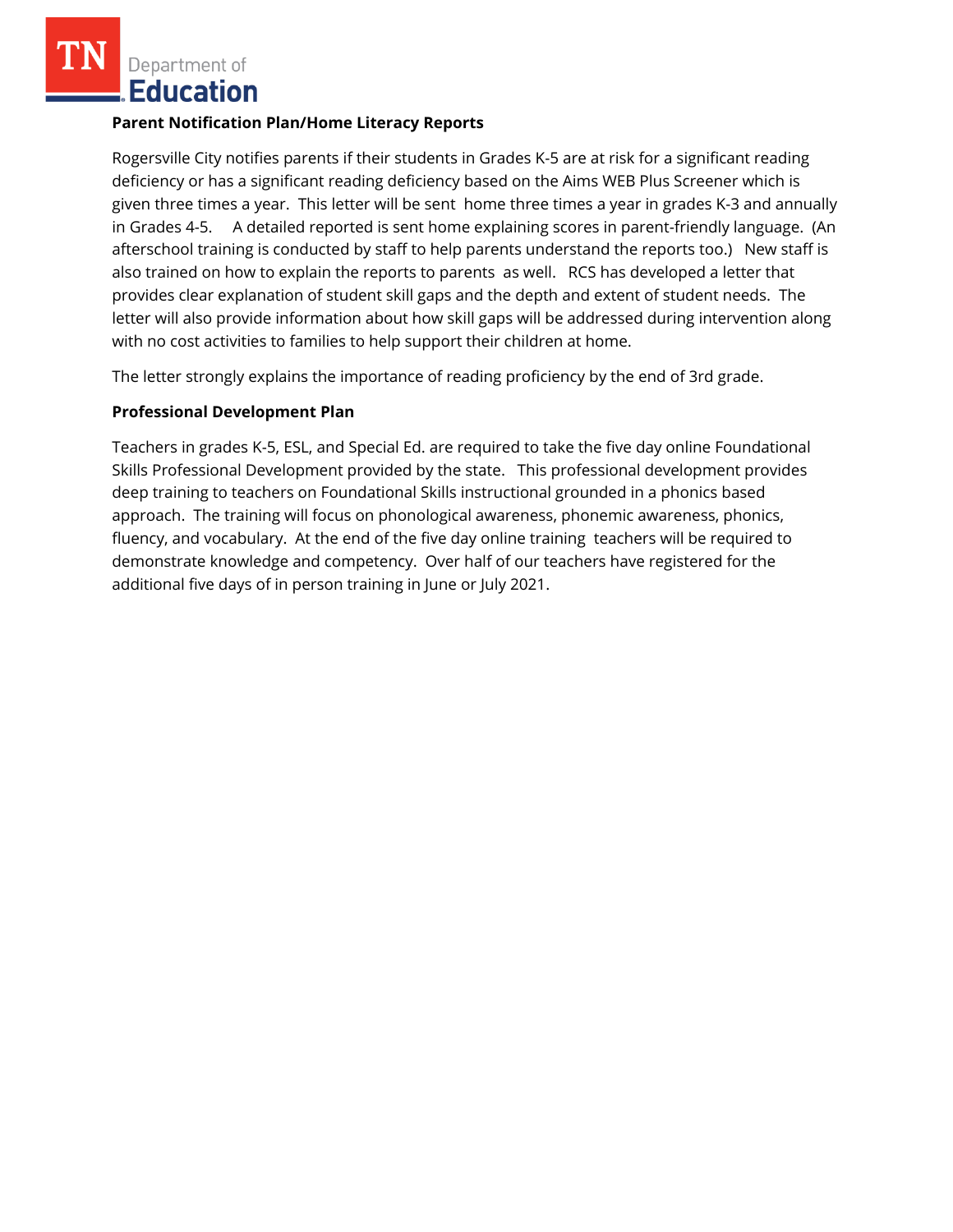**Parent Notification Plan/Home Literacy Reports**

Rogersville City notifies parents if their students in Grades K-5 are at risk for a significant reading deficiency or has a significant reading deficiency based on the Aims WEB Plus Screener which is given three times a year. This letter will be sent home three times a year in grades K-3 and annually in Grades 4-5. A detailed reported is sent home explaining scores in parent-friendly language. (An afterschool training is conducted by staff to help parents understand the reports too.) New staff is also trained on how to explain the reports to parents as well. RCS has developed a letter that provides clear explanation of student skill gaps and the depth and extent of student needs. The letter will also provide information about how skill gaps will be addressed during intervention along with no cost activities to families to help support their children at home.

The letter strongly explains the importance of reading proficiency by the end of 3rd grade.

**Professional Development Plan**

Teachers in grades K-5, ESL, and Special Ed. are required to take the five day online Foundational Skills Professional Development provided by the state. This professional development provides deep training to teachers on Foundational Skills instructional grounded in a phonics based approach. The training will focus on phonological awareness, phonemic awareness, phonics, fluency, and vocabulary. At the end of the five day online training teachers will be required to demonstrate knowledge and competency. Over half of our teachers have registered for the additional five days of in person training in June or July 2021.